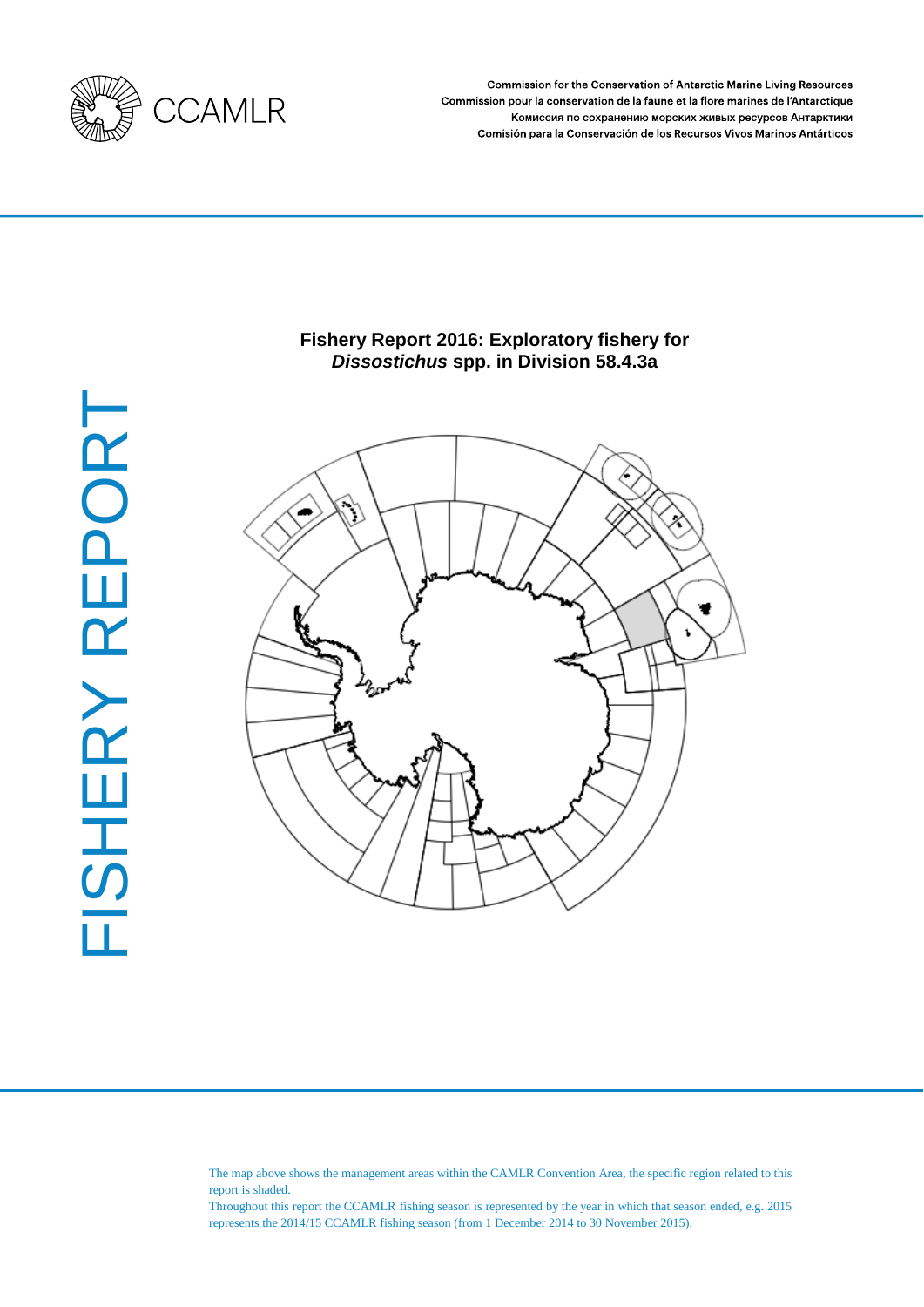CCAMLR

Commission for the Conservation of Antarctic Marine Living Resources
Commission pour la conservation de la faune et la flore marines de l'Antarctique
Комиссия по сохранению морских живых ресурсов Антарктики
Comisión para la Conservación de los Recursos Vivos Marinos Antárticos

FISHERY REPORT

# Fishery Report 2016: Exploratory fishery for *Dissostichus* spp. in Division 58.4.3a

The map above shows the management areas within the CAMLR Convention Area, the specific region related to this report is shaded.
Throughout this report the CCAMLR fishing season is represented by the year in which that season ended, e.g. 2015 represents the 2014/15 CCAMLR fishing season (from 1 December 2014 to 30 November 2015).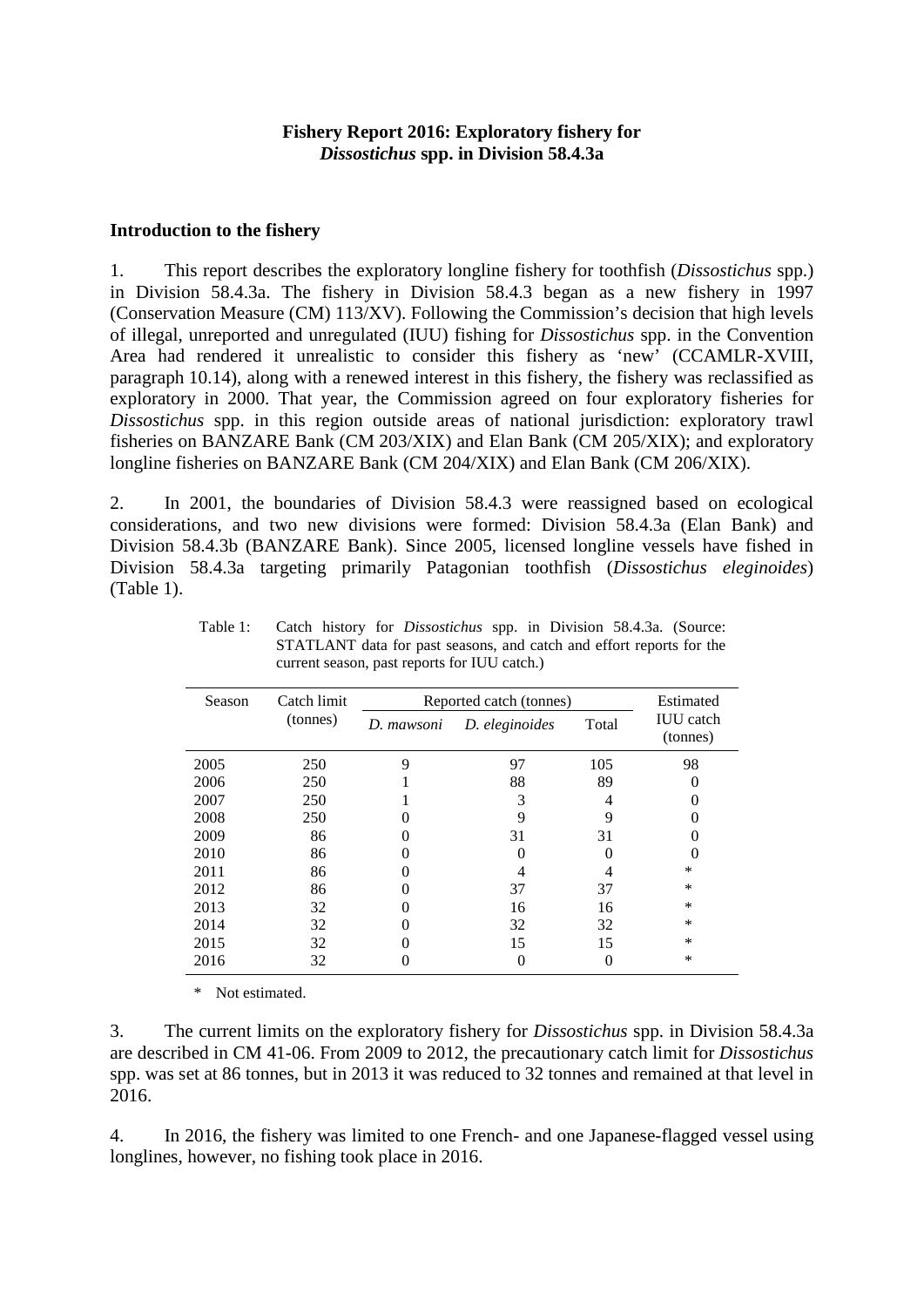# Fishery Report 2016: Exploratory fishery for *Dissostichus* spp. in Division 58.4.3a

## Introduction to the fishery

1. This report describes the exploratory longline fishery for toothfish (*Dissostichus* spp.) in Division 58.4.3a. The fishery in Division 58.4.3 began as a new fishery in 1997 (Conservation Measure (CM) 113/XV). Following the Commission's decision that high levels of illegal, unreported and unregulated (IUU) fishing for *Dissostichus* spp. in the Convention Area had rendered it unrealistic to consider this fishery as 'new' (CCAMLR-XVIII, paragraph 10.14), along with a renewed interest in this fishery, the fishery was reclassified as exploratory in 2000. That year, the Commission agreed on four exploratory fisheries for *Dissostichus* spp. in this region outside areas of national jurisdiction: exploratory trawl fisheries on BANZARE Bank (CM 203/XIX) and Elan Bank (CM 205/XIX); and exploratory longline fisheries on BANZARE Bank (CM 204/XIX) and Elan Bank (CM 206/XIX).

2. In 2001, the boundaries of Division 58.4.3 were reassigned based on ecological considerations, and two new divisions were formed: Division 58.4.3a (Elan Bank) and Division 58.4.3b (BANZARE Bank). Since 2005, licensed longline vessels have fished in Division 58.4.3a targeting primarily Patagonian toothfish (*Dissostichus eleginoides*) (Table 1).

Table 1: Catch history for *Dissostichus* spp. in Division 58.4.3a. (Source: STATLANT data for past seasons, and catch and effort reports for the current season, past reports for IUU catch.)

| Season | Catch limit (tonnes) | Reported catch (tonnes) | | | Estimated IUU catch (tonnes) |
|---|---|---|---|---|---|
| | | *D. mawsoni* | *D. eleginoides* | Total | |
| 2005 | 250 | 9 | 97 | 105 | 98 |
| 2006 | 250 | 1 | 88 | 89 | 0 |
| 2007 | 250 | 1 | 3 | 4 | 0 |
| 2008 | 250 | 0 | 9 | 9 | 0 |
| 2009 | 86 | 0 | 31 | 31 | 0 |
| 2010 | 86 | 0 | 0 | 0 | 0 |
| 2011 | 86 | 0 | 4 | 4 | * |
| 2012 | 86 | 0 | 37 | 37 | * |
| 2013 | 32 | 0 | 16 | 16 | * |
| 2014 | 32 | 0 | 32 | 32 | * |
| 2015 | 32 | 0 | 15 | 15 | * |
| 2016 | 32 | 0 | 0 | 0 | * |

\* Not estimated.

3. The current limits on the exploratory fishery for *Dissostichus* spp. in Division 58.4.3a are described in CM 41-06. From 2009 to 2012, the precautionary catch limit for *Dissostichus* spp. was set at 86 tonnes, but in 2013 it was reduced to 32 tonnes and remained at that level in 2016.

4. In 2016, the fishery was limited to one French- and one Japanese-flagged vessel using longlines, however, no fishing took place in 2016.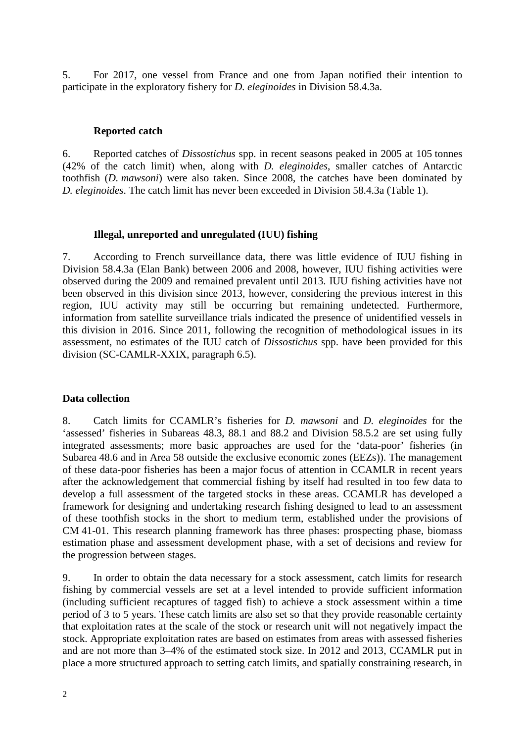5. For 2017, one vessel from France and one from Japan notified their intention to participate in the exploratory fishery for *D. eleginoides* in Division 58.4.3a.

### Reported catch

6. Reported catches of *Dissostichus* spp. in recent seasons peaked in 2005 at 105 tonnes (42% of the catch limit) when, along with *D. eleginoides*, smaller catches of Antarctic toothfish (*D. mawsoni*) were also taken. Since 2008, the catches have been dominated by *D. eleginoides*. The catch limit has never been exceeded in Division 58.4.3a (Table 1).

### Illegal, unreported and unregulated (IUU) fishing

7. According to French surveillance data, there was little evidence of IUU fishing in Division 58.4.3a (Elan Bank) between 2006 and 2008, however, IUU fishing activities were observed during the 2009 and remained prevalent until 2013. IUU fishing activities have not been observed in this division since 2013, however, considering the previous interest in this region, IUU activity may still be occurring but remaining undetected. Furthermore, information from satellite surveillance trials indicated the presence of unidentified vessels in this division in 2016. Since 2011, following the recognition of methodological issues in its assessment, no estimates of the IUU catch of *Dissostichus* spp. have been provided for this division (SC-CAMLR-XXIX, paragraph 6.5).

## Data collection

8. Catch limits for CCAMLR's fisheries for *D. mawsoni* and *D. eleginoides* for the 'assessed' fisheries in Subareas 48.3, 88.1 and 88.2 and Division 58.5.2 are set using fully integrated assessments; more basic approaches are used for the 'data-poor' fisheries (in Subarea 48.6 and in Area 58 outside the exclusive economic zones (EEZs)). The management of these data-poor fisheries has been a major focus of attention in CCAMLR in recent years after the acknowledgement that commercial fishing by itself had resulted in too few data to develop a full assessment of the targeted stocks in these areas. CCAMLR has developed a framework for designing and undertaking research fishing designed to lead to an assessment of these toothfish stocks in the short to medium term, established under the provisions of CM 41-01. This research planning framework has three phases: prospecting phase, biomass estimation phase and assessment development phase, with a set of decisions and review for the progression between stages.

9. In order to obtain the data necessary for a stock assessment, catch limits for research fishing by commercial vessels are set at a level intended to provide sufficient information (including sufficient recaptures of tagged fish) to achieve a stock assessment within a time period of 3 to 5 years. These catch limits are also set so that they provide reasonable certainty that exploitation rates at the scale of the stock or research unit will not negatively impact the stock. Appropriate exploitation rates are based on estimates from areas with assessed fisheries and are not more than 3–4% of the estimated stock size. In 2012 and 2013, CCAMLR put in place a more structured approach to setting catch limits, and spatially constraining research, in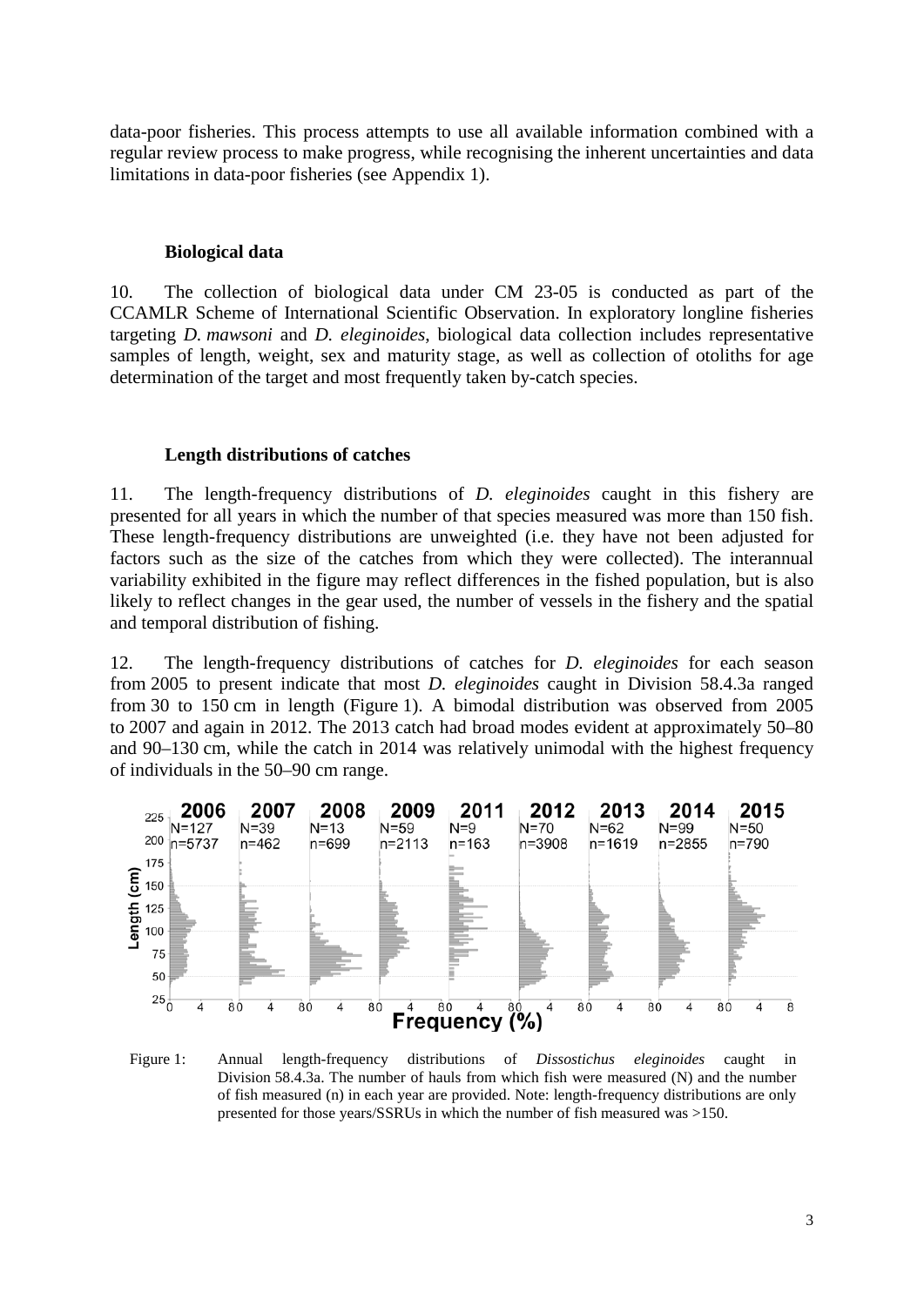data-poor fisheries. This process attempts to use all available information combined with a regular review process to make progress, while recognising the inherent uncertainties and data limitations in data-poor fisheries (see Appendix 1).

### Biological data

10. The collection of biological data under CM 23-05 is conducted as part of the CCAMLR Scheme of International Scientific Observation. In exploratory longline fisheries targeting *D. mawsoni* and *D. eleginoides*, biological data collection includes representative samples of length, weight, sex and maturity stage, as well as collection of otoliths for age determination of the target and most frequently taken by-catch species.

### Length distributions of catches

11. The length-frequency distributions of *D. eleginoides* caught in this fishery are presented for all years in which the number of that species measured was more than 150 fish. These length-frequency distributions are unweighted (i.e. they have not been adjusted for factors such as the size of the catches from which they were collected). The interannual variability exhibited in the figure may reflect differences in the fished population, but is also likely to reflect changes in the gear used, the number of vessels in the fishery and the spatial and temporal distribution of fishing.

12. The length-frequency distributions of catches for *D. eleginoides* for each season from 2005 to present indicate that most *D. eleginoides* caught in Division 58.4.3a ranged from 30 to 150 cm in length (Figure 1). A bimodal distribution was observed from 2005 to 2007 and again in 2012. The 2013 catch had broad modes evident at approximately 50–80 and 90–130 cm, while the catch in 2014 was relatively unimodal with the highest frequency of individuals in the 50–90 cm range.

Figure 1: Annual length-frequency distributions of *Dissostichus eleginoides* caught in Division 58.4.3a. The number of hauls from which fish were measured (N) and the number of fish measured (n) in each year are provided. Note: length-frequency distributions are only presented for those years/SSRUs in which the number of fish measured was >150.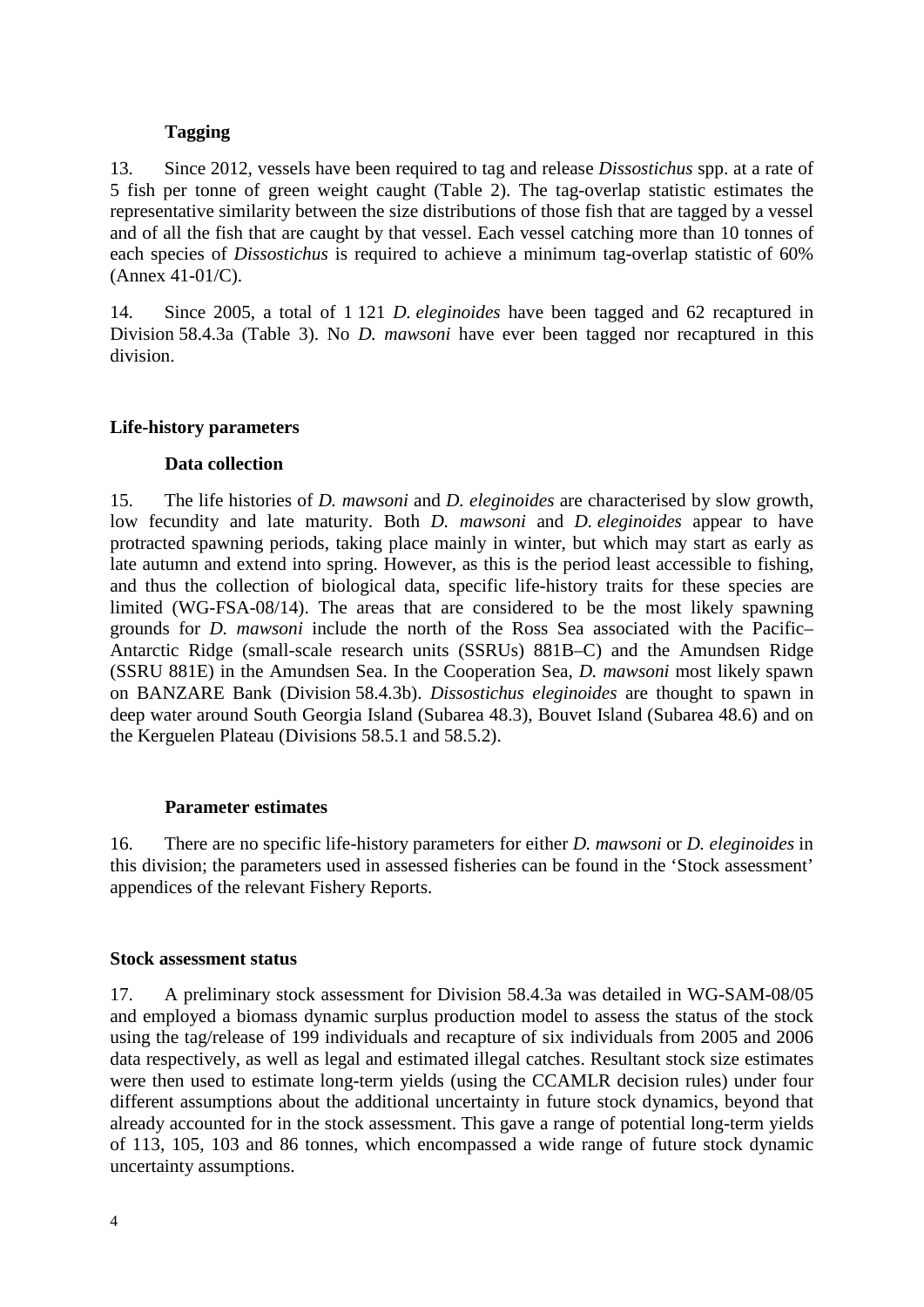### Tagging

13. Since 2012, vessels have been required to tag and release *Dissostichus* spp. at a rate of 5 fish per tonne of green weight caught (Table 2). The tag-overlap statistic estimates the representative similarity between the size distributions of those fish that are tagged by a vessel and of all the fish that are caught by that vessel. Each vessel catching more than 10 tonnes of each species of *Dissostichus* is required to achieve a minimum tag-overlap statistic of 60% (Annex 41-01/C).

14. Since 2005, a total of 1 121 *D. eleginoides* have been tagged and 62 recaptured in Division 58.4.3a (Table 3). No *D. mawsoni* have ever been tagged nor recaptured in this division.

## Life-history parameters

### Data collection

15. The life histories of *D. mawsoni* and *D. eleginoides* are characterised by slow growth, low fecundity and late maturity. Both *D. mawsoni* and *D. eleginoides* appear to have protracted spawning periods, taking place mainly in winter, but which may start as early as late autumn and extend into spring. However, as this is the period least accessible to fishing, and thus the collection of biological data, specific life-history traits for these species are limited (WG-FSA-08/14). The areas that are considered to be the most likely spawning grounds for *D. mawsoni* include the north of the Ross Sea associated with the Pacific–Antarctic Ridge (small-scale research units (SSRUs) 881B–C) and the Amundsen Ridge (SSRU 881E) in the Amundsen Sea. In the Cooperation Sea, *D. mawsoni* most likely spawn on BANZARE Bank (Division 58.4.3b). *Dissostichus eleginoides* are thought to spawn in deep water around South Georgia Island (Subarea 48.3), Bouvet Island (Subarea 48.6) and on the Kerguelen Plateau (Divisions 58.5.1 and 58.5.2).

### Parameter estimates

16. There are no specific life-history parameters for either *D. mawsoni* or *D. eleginoides* in this division; the parameters used in assessed fisheries can be found in the 'Stock assessment' appendices of the relevant Fishery Reports.

## Stock assessment status

17. A preliminary stock assessment for Division 58.4.3a was detailed in WG-SAM-08/05 and employed a biomass dynamic surplus production model to assess the status of the stock using the tag/release of 199 individuals and recapture of six individuals from 2005 and 2006 data respectively, as well as legal and estimated illegal catches. Resultant stock size estimates were then used to estimate long-term yields (using the CCAMLR decision rules) under four different assumptions about the additional uncertainty in future stock dynamics, beyond that already accounted for in the stock assessment. This gave a range of potential long-term yields of 113, 105, 103 and 86 tonnes, which encompassed a wide range of future stock dynamic uncertainty assumptions.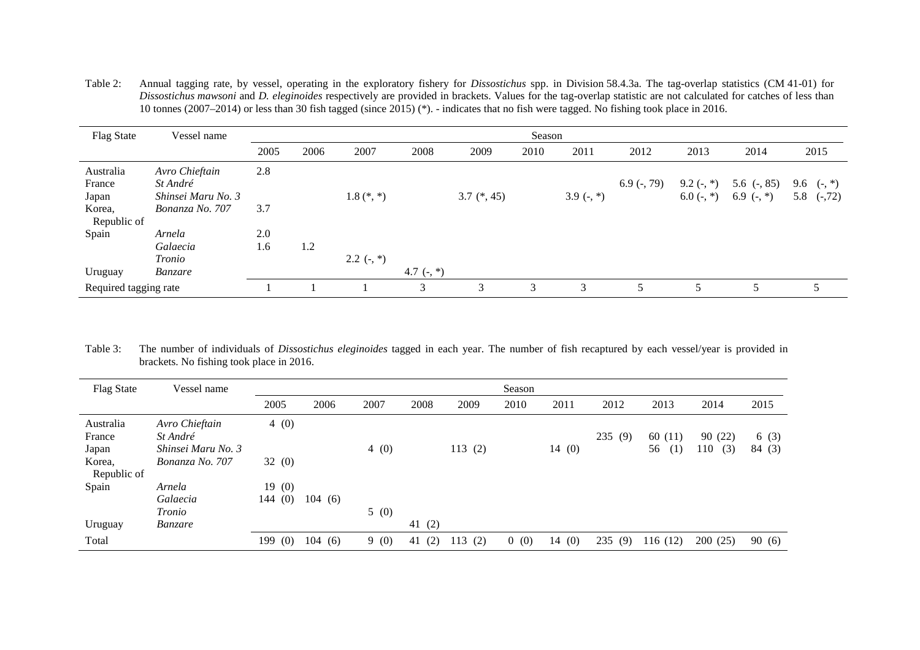Table 2: Annual tagging rate, by vessel, operating in the exploratory fishery for *Dissostichus* spp. in Division 58.4.3a. The tag-overlap statistics (CM 41-01) for *Dissostichus mawsoni* and *D. eleginoides* respectively are provided in brackets. Values for the tag-overlap statistic are not calculated for catches of less than 10 tonnes (2007–2014) or less than 30 fish tagged (since 2015) (*). - indicates that no fish were tagged. No fishing took place in 2016.

| Flag State | Vessel name | Season | | | | | | | | | | |
|---|---|---|---|---|---|---|---|---|---|---|---|---|
| | | 2005 | 2006 | 2007 | 2008 | 2009 | 2010 | 2011 | 2012 | 2013 | 2014 | 2015 |
| Australia | *Avro Chieftain* | 2.8 | | | | | | | | | | |
| France | *St André* | | | | | | | | 6.9 (-, 79) | 9.2 (-, *) | 5.6 (-, 85) | 9.6 (-, *) |
| Japan | *Shinsei Maru No. 3* | | | 1.8 (*, *) | | 3.7 (*, 45) | | 3.9 (-, *) | | 6.0 (-, *) | 6.9 (-, *) | 5.8 (-,72) |
| Korea, Republic of | *Bonanza No. 707* | 3.7 | | | | | | | | | | |
| Spain | *Arnela* | 2.0 | | | | | | | | | | |
| | *Galaecia* | 1.6 | 1.2 | | | | | | | | | |
| | *Tronio* | | | 2.2 (-, *) | | | | | | | | |
| Uruguay | *Banzare* | | | | 4.7 (-, *) | | | | | | | |
| Required tagging rate | | 1 | 1 | 1 | 3 | 3 | 3 | 3 | 5 | 5 | 5 | 5 |

Table 3: The number of individuals of *Dissostichus eleginoides* tagged in each year. The number of fish recaptured by each vessel/year is provided in brackets. No fishing took place in 2016.

| Flag State | Vessel name | Season | | | | | | | | | | |
|---|---|---|---|---|---|---|---|---|---|---|---|---|
| | | 2005 | 2006 | 2007 | 2008 | 2009 | 2010 | 2011 | 2012 | 2013 | 2014 | 2015 |
| Australia | *Avro Chieftain* | 4 (0) | | | | | | | | | | |
| France | *St André* | | | | | | | | 235 (9) | 60 (11) | 90 (22) | 6 (3) |
| Japan | *Shinsei Maru No. 3* | | | 4 (0) | | 113 (2) | | 14 (0) | | 56 (1) | 110 (3) | 84 (3) |
| Korea, Republic of | *Bonanza No. 707* | 32 (0) | | | | | | | | | | |
| Spain | *Arnela* | 19 (0) | | | | | | | | | | |
| | *Galaecia* | 144 (0) | 104 (6) | | | | | | | | | |
| | *Tronio* | | | 5 (0) | | | | | | | | |
| Uruguay | *Banzare* | | | | 41 (2) | | | | | | | |
| Total | | 199 (0) | 104 (6) | 9 (0) | 41 (2) | 113 (2) | 0 (0) | 14 (0) | 235 (9) | 116 (12) | 200 (25) | 90 (6) |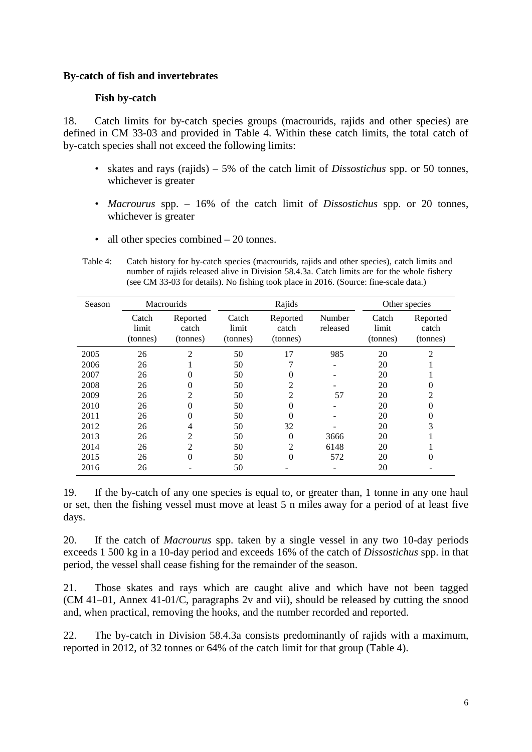## By-catch of fish and invertebrates

### Fish by-catch

18. Catch limits for by-catch species groups (macrourids, rajids and other species) are defined in CM 33-03 and provided in Table 4. Within these catch limits, the total catch of by-catch species shall not exceed the following limits:

- skates and rays (rajids) – 5% of the catch limit of *Dissostichus* spp. or 50 tonnes, whichever is greater
- *Macrourus* spp. – 16% of the catch limit of *Dissostichus* spp. or 20 tonnes, whichever is greater
- all other species combined – 20 tonnes.

Table 4: Catch history for by-catch species (macrourids, rajids and other species), catch limits and number of rajids released alive in Division 58.4.3a. Catch limits are for the whole fishery (see CM 33-03 for details). No fishing took place in 2016. (Source: fine-scale data.)

| Season | Macrourids | | Rajids | | | Other species | |
|---|---|---|---|---|---|---|---|
| | Catch limit (tonnes) | Reported catch (tonnes) | Catch limit (tonnes) | Reported catch (tonnes) | Number released | Catch limit (tonnes) | Reported catch (tonnes) |
| 2005 | 26 | 2 | 50 | 17 | 985 | 20 | 2 |
| 2006 | 26 | 1 | 50 | 7 | - | 20 | 1 |
| 2007 | 26 | 0 | 50 | 0 | - | 20 | 1 |
| 2008 | 26 | 0 | 50 | 2 | - | 20 | 0 |
| 2009 | 26 | 2 | 50 | 2 | 57 | 20 | 2 |
| 2010 | 26 | 0 | 50 | 0 | - | 20 | 0 |
| 2011 | 26 | 0 | 50 | 0 | - | 20 | 0 |
| 2012 | 26 | 4 | 50 | 32 | - | 20 | 3 |
| 2013 | 26 | 2 | 50 | 0 | 3666 | 20 | 1 |
| 2014 | 26 | 2 | 50 | 2 | 6148 | 20 | 1 |
| 2015 | 26 | 0 | 50 | 0 | 572 | 20 | 0 |
| 2016 | 26 | - | 50 | - | - | 20 | - |

19. If the by-catch of any one species is equal to, or greater than, 1 tonne in any one haul or set, then the fishing vessel must move at least 5 n miles away for a period of at least five days.

20. If the catch of *Macrourus* spp. taken by a single vessel in any two 10-day periods exceeds 1 500 kg in a 10-day period and exceeds 16% of the catch of *Dissostichus* spp. in that period, the vessel shall cease fishing for the remainder of the season.

21. Those skates and rays which are caught alive and which have not been tagged (CM 41–01, Annex 41-01/C, paragraphs 2v and vii), should be released by cutting the snood and, when practical, removing the hooks, and the number recorded and reported.

22. The by-catch in Division 58.4.3a consists predominantly of rajids with a maximum, reported in 2012, of 32 tonnes or 64% of the catch limit for that group (Table 4).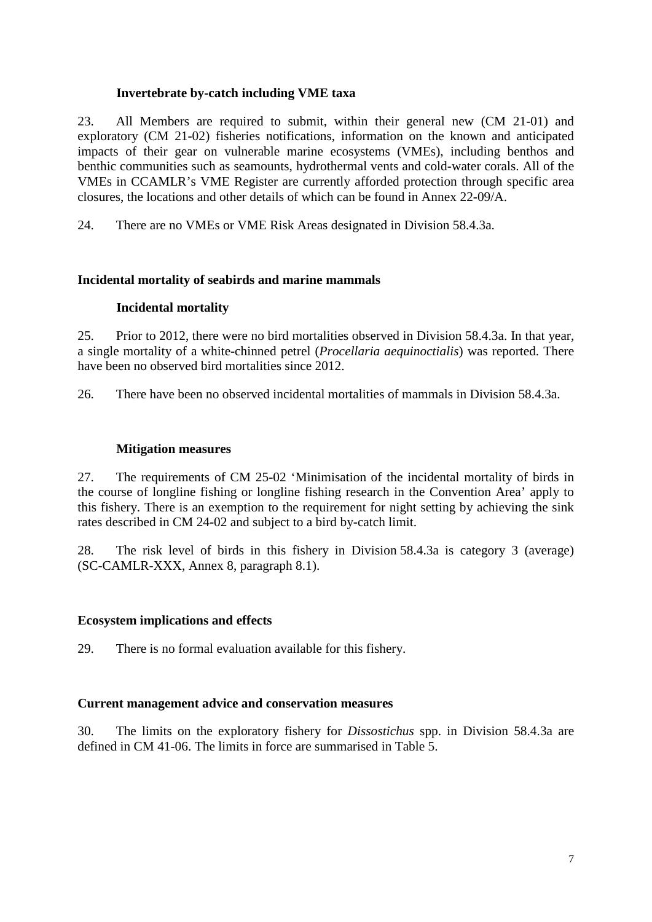### Invertebrate by-catch including VME taxa

23. All Members are required to submit, within their general new (CM 21-01) and exploratory (CM 21-02) fisheries notifications, information on the known and anticipated impacts of their gear on vulnerable marine ecosystems (VMEs), including benthos and benthic communities such as seamounts, hydrothermal vents and cold-water corals. All of the VMEs in CCAMLR's VME Register are currently afforded protection through specific area closures, the locations and other details of which can be found in Annex 22-09/A.

24. There are no VMEs or VME Risk Areas designated in Division 58.4.3a.

## Incidental mortality of seabirds and marine mammals

### Incidental mortality

25. Prior to 2012, there were no bird mortalities observed in Division 58.4.3a. In that year, a single mortality of a white-chinned petrel (*Procellaria aequinoctialis*) was reported. There have been no observed bird mortalities since 2012.

26. There have been no observed incidental mortalities of mammals in Division 58.4.3a.

### Mitigation measures

27. The requirements of CM 25-02 'Minimisation of the incidental mortality of birds in the course of longline fishing or longline fishing research in the Convention Area' apply to this fishery. There is an exemption to the requirement for night setting by achieving the sink rates described in CM 24-02 and subject to a bird by-catch limit.

28. The risk level of birds in this fishery in Division 58.4.3a is category 3 (average) (SC-CAMLR-XXX, Annex 8, paragraph 8.1).

## Ecosystem implications and effects

29. There is no formal evaluation available for this fishery.

## Current management advice and conservation measures

30. The limits on the exploratory fishery for *Dissostichus* spp. in Division 58.4.3a are defined in CM 41-06. The limits in force are summarised in Table 5.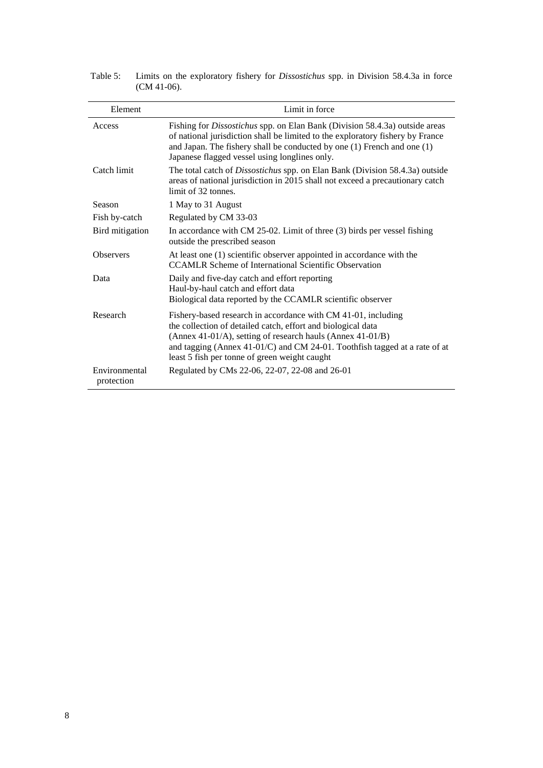Table 5: Limits on the exploratory fishery for *Dissostichus* spp. in Division 58.4.3a in force (CM 41-06).

| Element | Limit in force |
|---|---|
| Access | Fishing for *Dissostichus* spp. on Elan Bank (Division 58.4.3a) outside areas of national jurisdiction shall be limited to the exploratory fishery by France and Japan. The fishery shall be conducted by one (1) French and one (1) Japanese flagged vessel using longlines only. |
| Catch limit | The total catch of *Dissostichus* spp. on Elan Bank (Division 58.4.3a) outside areas of national jurisdiction in 2015 shall not exceed a precautionary catch limit of 32 tonnes. |
| Season | 1 May to 31 August |
| Fish by-catch | Regulated by CM 33-03 |
| Bird mitigation | In accordance with CM 25-02. Limit of three (3) birds per vessel fishing outside the prescribed season |
| Observers | At least one (1) scientific observer appointed in accordance with the CCAMLR Scheme of International Scientific Observation |
| Data | Daily and five-day catch and effort reporting<br>Haul-by-haul catch and effort data<br>Biological data reported by the CCAMLR scientific observer |
| Research | Fishery-based research in accordance with CM 41-01, including the collection of detailed catch, effort and biological data (Annex 41-01/A), setting of research hauls (Annex 41-01/B) and tagging (Annex 41-01/C) and CM 24-01. Toothfish tagged at a rate of at least 5 fish per tonne of green weight caught |
| Environmental protection | Regulated by CMs 22-06, 22-07, 22-08 and 26-01 |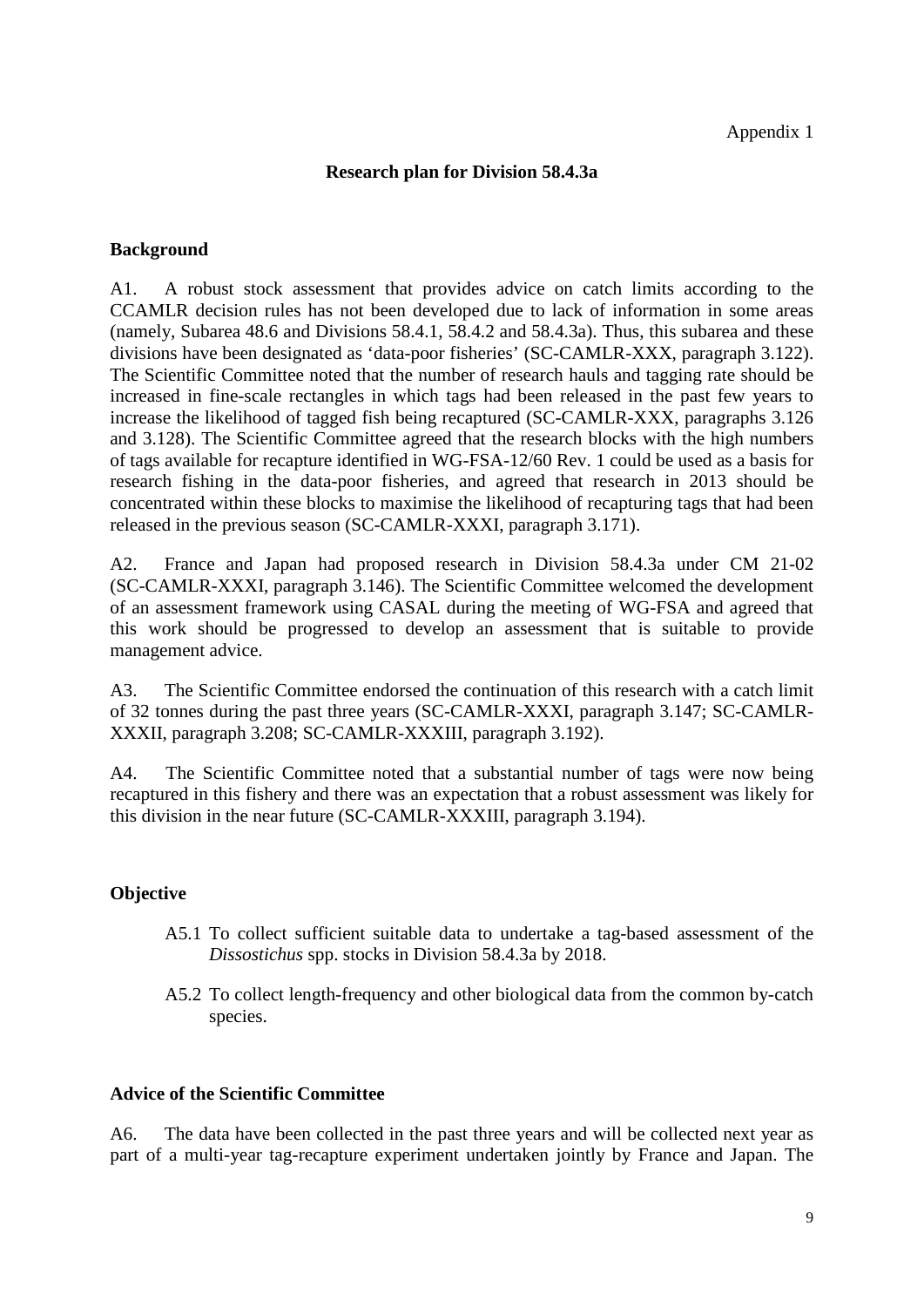Appendix 1

## Research plan for Division 58.4.3a

### Background

A1. A robust stock assessment that provides advice on catch limits according to the CCAMLR decision rules has not been developed due to lack of information in some areas (namely, Subarea 48.6 and Divisions 58.4.1, 58.4.2 and 58.4.3a). Thus, this subarea and these divisions have been designated as 'data-poor fisheries' (SC-CAMLR-XXX, paragraph 3.122). The Scientific Committee noted that the number of research hauls and tagging rate should be increased in fine-scale rectangles in which tags had been released in the past few years to increase the likelihood of tagged fish being recaptured (SC-CAMLR-XXX, paragraphs 3.126 and 3.128). The Scientific Committee agreed that the research blocks with the high numbers of tags available for recapture identified in WG-FSA-12/60 Rev. 1 could be used as a basis for research fishing in the data-poor fisheries, and agreed that research in 2013 should be concentrated within these blocks to maximise the likelihood of recapturing tags that had been released in the previous season (SC-CAMLR-XXXI, paragraph 3.171).

A2. France and Japan had proposed research in Division 58.4.3a under CM 21-02 (SC-CAMLR-XXXI, paragraph 3.146). The Scientific Committee welcomed the development of an assessment framework using CASAL during the meeting of WG-FSA and agreed that this work should be progressed to develop an assessment that is suitable to provide management advice.

A3. The Scientific Committee endorsed the continuation of this research with a catch limit of 32 tonnes during the past three years (SC-CAMLR-XXXI, paragraph 3.147; SC-CAMLR-XXXII, paragraph 3.208; SC-CAMLR-XXXIII, paragraph 3.192).

A4. The Scientific Committee noted that a substantial number of tags were now being recaptured in this fishery and there was an expectation that a robust assessment was likely for this division in the near future (SC-CAMLR-XXXIII, paragraph 3.194).

### Objective

A5.1 To collect sufficient suitable data to undertake a tag-based assessment of the *Dissostichus* spp. stocks in Division 58.4.3a by 2018.

A5.2 To collect length-frequency and other biological data from the common by-catch species.

### Advice of the Scientific Committee

A6. The data have been collected in the past three years and will be collected next year as part of a multi-year tag-recapture experiment undertaken jointly by France and Japan. The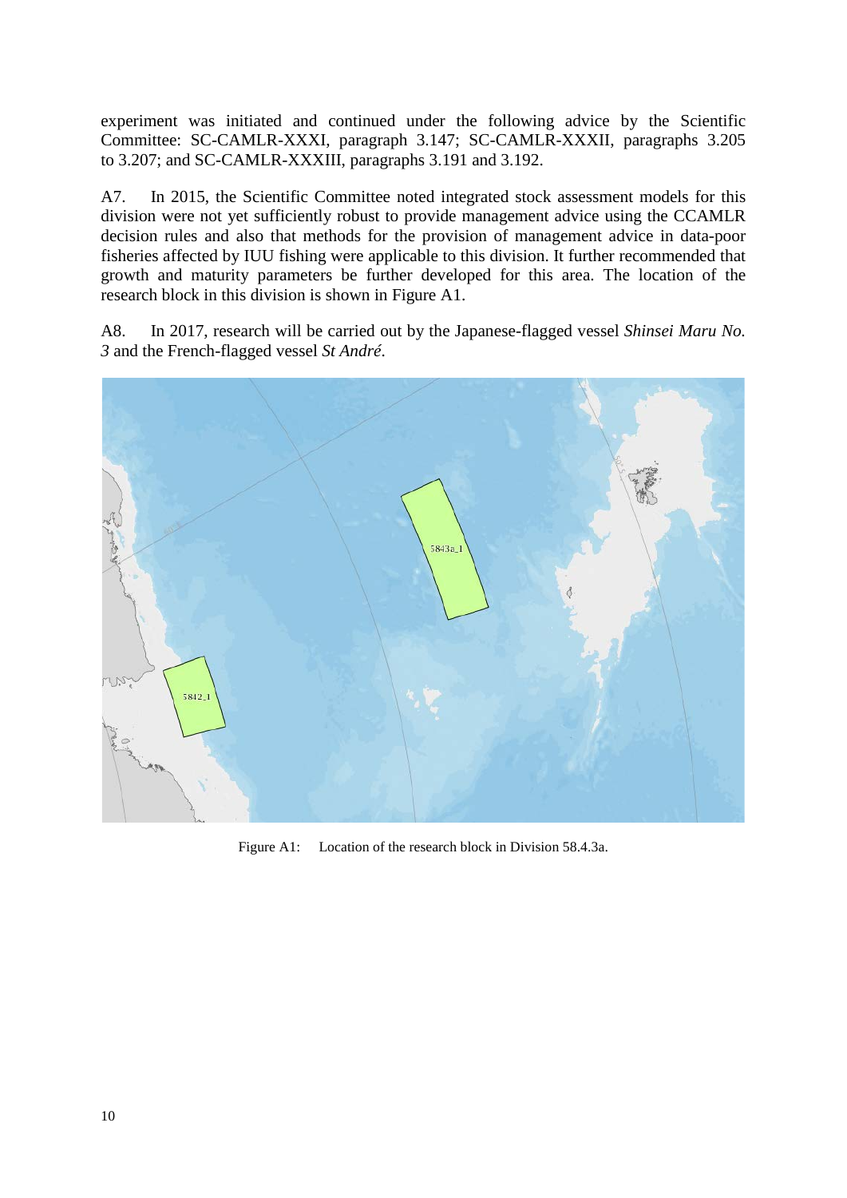experiment was initiated and continued under the following advice by the Scientific Committee: SC-CAMLR-XXXI, paragraph 3.147; SC-CAMLR-XXXII, paragraphs 3.205 to 3.207; and SC-CAMLR-XXXIII, paragraphs 3.191 and 3.192.

A7. In 2015, the Scientific Committee noted integrated stock assessment models for this division were not yet sufficiently robust to provide management advice using the CCAMLR decision rules and also that methods for the provision of management advice in data-poor fisheries affected by IUU fishing were applicable to this division. It further recommended that growth and maturity parameters be further developed for this area. The location of the research block in this division is shown in Figure A1.

A8. In 2017, research will be carried out by the Japanese-flagged vessel *Shinsei Maru No. 3* and the French-flagged vessel *St André*.

5843a_1

5842_1

Figure A1: Location of the research block in Division 58.4.3a.